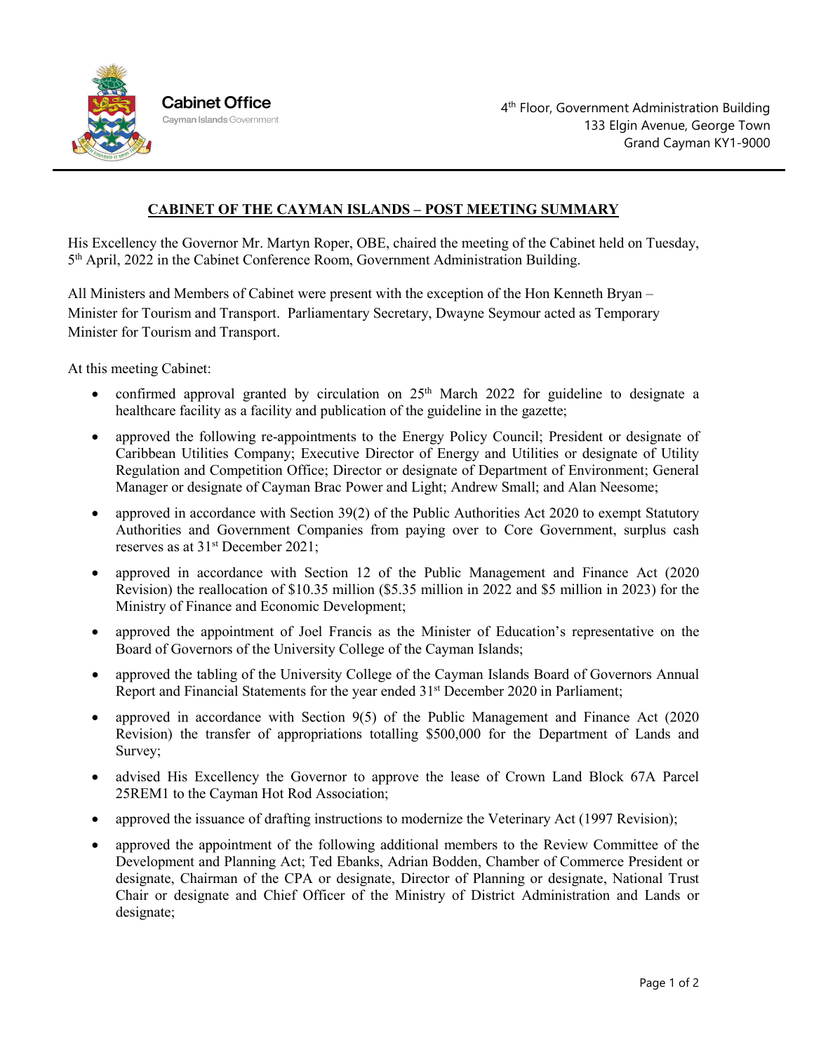Cabinet Office

Cayman Islands Government

4th Floor, Government Administration Building
133 Elgin Avenue, George Town
Grand Cayman KY1-9000

## CABINET OF THE CAYMAN ISLANDS – POST MEETING SUMMARY

His Excellency the Governor Mr. Martyn Roper, OBE, chaired the meeting of the Cabinet held on Tuesday, 5th April, 2022 in the Cabinet Conference Room, Government Administration Building.

All Ministers and Members of Cabinet were present with the exception of the Hon Kenneth Bryan – Minister for Tourism and Transport. Parliamentary Secretary, Dwayne Seymour acted as Temporary Minister for Tourism and Transport.

At this meeting Cabinet:

- confirmed approval granted by circulation on 25th March 2022 for guideline to designate a healthcare facility as a facility and publication of the guideline in the gazette;
- approved the following re-appointments to the Energy Policy Council; President or designate of Caribbean Utilities Company; Executive Director of Energy and Utilities or designate of Utility Regulation and Competition Office; Director or designate of Department of Environment; General Manager or designate of Cayman Brac Power and Light; Andrew Small; and Alan Neesome;
- approved in accordance with Section 39(2) of the Public Authorities Act 2020 to exempt Statutory Authorities and Government Companies from paying over to Core Government, surplus cash reserves as at 31st December 2021;
- approved in accordance with Section 12 of the Public Management and Finance Act (2020 Revision) the reallocation of $10.35 million ($5.35 million in 2022 and $5 million in 2023) for the Ministry of Finance and Economic Development;
- approved the appointment of Joel Francis as the Minister of Education's representative on the Board of Governors of the University College of the Cayman Islands;
- approved the tabling of the University College of the Cayman Islands Board of Governors Annual Report and Financial Statements for the year ended 31st December 2020 in Parliament;
- approved in accordance with Section 9(5) of the Public Management and Finance Act (2020 Revision) the transfer of appropriations totalling $500,000 for the Department of Lands and Survey;
- advised His Excellency the Governor to approve the lease of Crown Land Block 67A Parcel 25REM1 to the Cayman Hot Rod Association;
- approved the issuance of drafting instructions to modernize the Veterinary Act (1997 Revision);
- approved the appointment of the following additional members to the Review Committee of the Development and Planning Act; Ted Ebanks, Adrian Bodden, Chamber of Commerce President or designate, Chairman of the CPA or designate, Director of Planning or designate, National Trust Chair or designate and Chief Officer of the Ministry of District Administration and Lands or designate;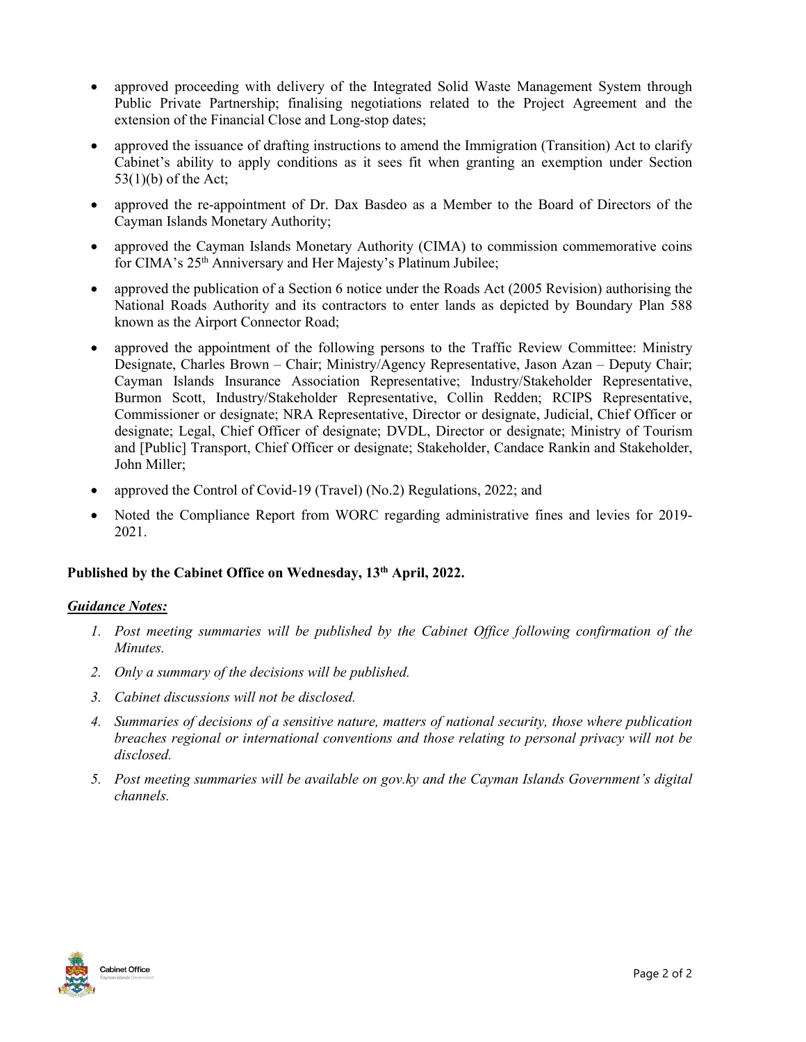- approved proceeding with delivery of the Integrated Solid Waste Management System through Public Private Partnership; finalising negotiations related to the Project Agreement and the extension of the Financial Close and Long-stop dates;
- approved the issuance of drafting instructions to amend the Immigration (Transition) Act to clarify Cabinet's ability to apply conditions as it sees fit when granting an exemption under Section 53(1)(b) of the Act;
- approved the re-appointment of Dr. Dax Basdeo as a Member to the Board of Directors of the Cayman Islands Monetary Authority;
- approved the Cayman Islands Monetary Authority (CIMA) to commission commemorative coins for CIMA's 25th Anniversary and Her Majesty's Platinum Jubilee;
- approved the publication of a Section 6 notice under the Roads Act (2005 Revision) authorising the National Roads Authority and its contractors to enter lands as depicted by Boundary Plan 588 known as the Airport Connector Road;
- approved the appointment of the following persons to the Traffic Review Committee: Ministry Designate, Charles Brown – Chair; Ministry/Agency Representative, Jason Azan – Deputy Chair; Cayman Islands Insurance Association Representative; Industry/Stakeholder Representative, Burmon Scott, Industry/Stakeholder Representative, Collin Redden; RCIPS Representative, Commissioner or designate; NRA Representative, Director or designate, Judicial, Chief Officer or designate; Legal, Chief Officer of designate; DVDL, Director or designate; Ministry of Tourism and [Public] Transport, Chief Officer or designate; Stakeholder, Candace Rankin and Stakeholder, John Miller;
- approved the Control of Covid-19 (Travel) (No.2) Regulations, 2022; and
- Noted the Compliance Report from WORC regarding administrative fines and levies for 2019-2021.

**Published by the Cabinet Office on Wednesday, 13th April, 2022.**

***Guidance Notes:***

1. *Post meeting summaries will be published by the Cabinet Office following confirmation of the Minutes.*
2. *Only a summary of the decisions will be published.*
3. *Cabinet discussions will not be disclosed.*
4. *Summaries of decisions of a sensitive nature, matters of national security, those where publication breaches regional or international conventions and those relating to personal privacy will not be disclosed.*
5. *Post meeting summaries will be available on gov.ky and the Cayman Islands Government's digital channels.*